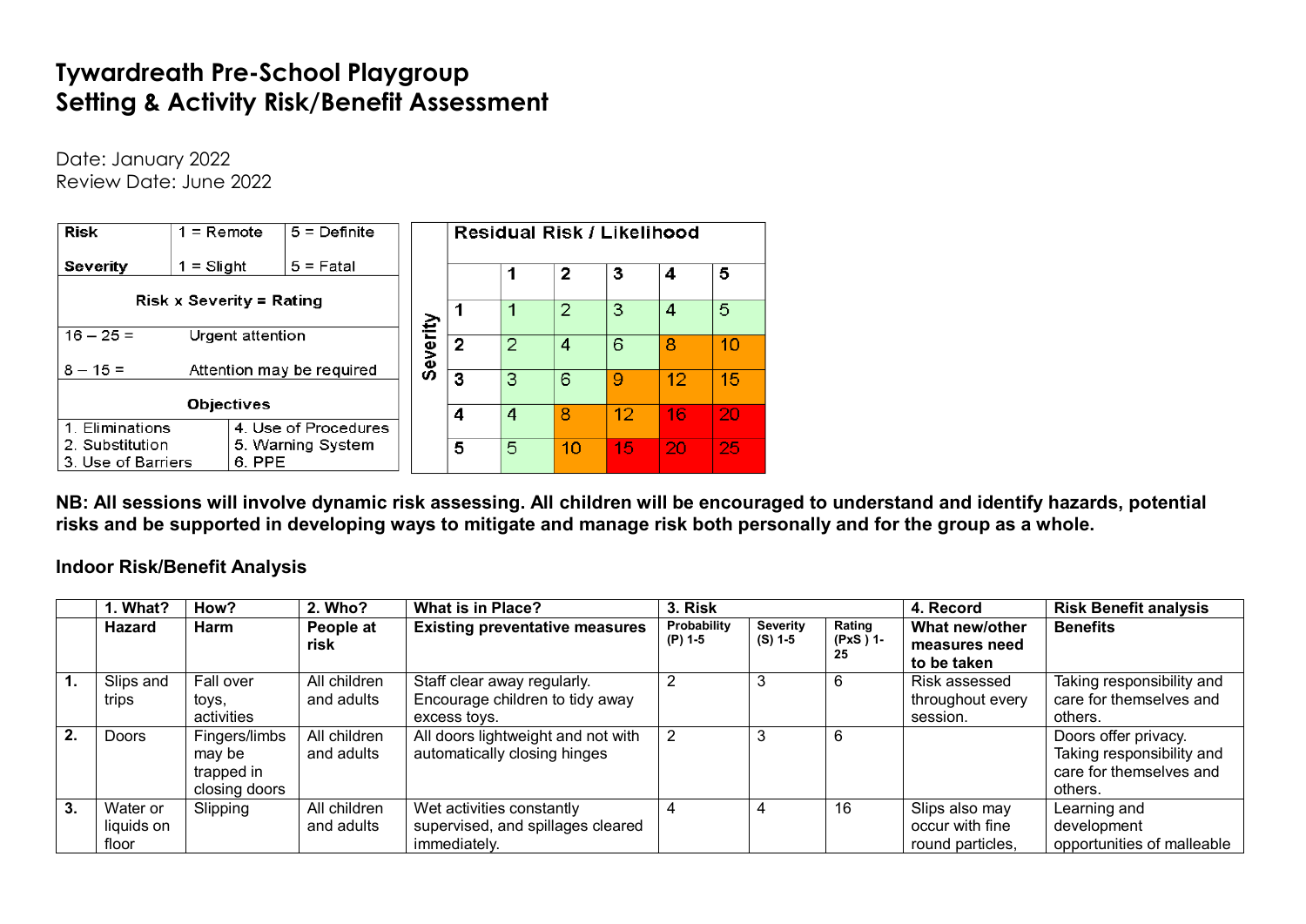# Tywardreath Pre-School Playgroup
# Setting & Activity Risk/Benefit Assessment

Date: January 2022
Review Date: June 2022

| Risk | 1 = Remote | 5 = Definite |
|---|---|---|
| Severity | 1 = Slight | 5 = Fatal |
| Risk x Severity = Rating | | |
| 16 – 25 = | Urgent attention | |
| 8 – 15 = | Attention may be required | |
| Objectives | | |
| 1. Eliminations | 4. Use of Procedures | |
| 2. Substitution | 5. Warning System | |
| 3. Use of Barriers | 6. PPE | |

| Severity | Residual Risk / Likelihood | | | | |
|---|---|---|---|---|---|
| | 1 | 2 | 3 | 4 | 5 |
| 1 | 1 | 2 | 3 | 4 | 5 |
| 2 | 2 | 4 | 6 | 8 | 10 |
| 3 | 3 | 6 | 9 | 12 | 15 |
| 4 | 4 | 8 | 12 | 16 | 20 |
| 5 | 5 | 10 | 15 | 20 | 25 |

**NB: All sessions will involve dynamic risk assessing. All children will be encouraged to understand and identify hazards, potential risks and be supported in developing ways to mitigate and manage risk both personally and for the group as a whole.**

### Indoor Risk/Benefit Analysis

| | 1. What? | How? | 2. Who? | What is in Place? | 3. Risk | | | 4. Record | Risk Benefit analysis |
|---|---|---|---|---|---|---|---|---|---|
| | **Hazard** | **Harm** | **People at risk** | **Existing preventative measures** | **Probability (P) 1-5** | **Severity (S) 1-5** | **Rating (PxS ) 1-25** | **What new/other measures need to be taken** | **Benefits** |
| **1.** | Slips and trips | Fall over toys, activities | All children and adults | Staff clear away regularly. Encourage children to tidy away excess toys. | 2 | 3 | 6 | Risk assessed throughout every session. | Taking responsibility and care for themselves and others. |
| **2.** | Doors | Fingers/limbs may be trapped in closing doors | All children and adults | All doors lightweight and not with automatically closing hinges | 2 | 3 | 6 | | Doors offer privacy. Taking responsibility and care for themselves and others. |
| **3.** | Water or liquids on floor | Slipping | All children and adults | Wet activities constantly supervised, and spillages cleared immediately. | 4 | 4 | 16 | Slips also may occur with fine round particles, | Learning and development opportunities of malleable |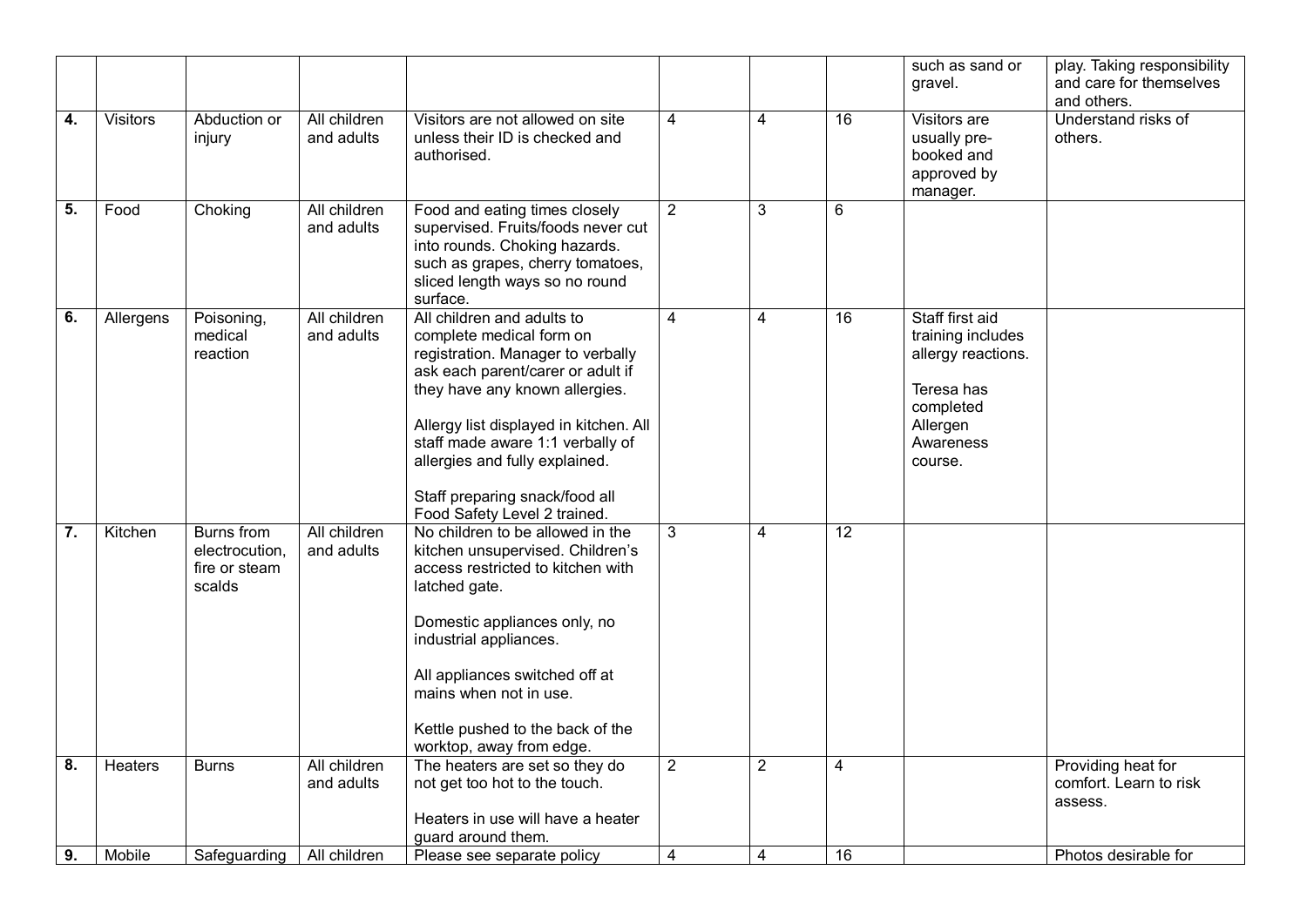|  |  |  |  |  |  |  |  | such as sand or gravel. | play. Taking responsibility and care for themselves and others. |
|---|---|---|---|---|---|---|---|---|---|
| **4.** | Visitors | Abduction or injury | All children and adults | Visitors are not allowed on site unless their ID is checked and authorised. | 4 | 4 | 16 | Visitors are usually pre-booked and approved by manager. | Understand risks of others. |
| **5.** | Food | Choking | All children and adults | Food and eating times closely supervised. Fruits/foods never cut into rounds. Choking hazards. such as grapes, cherry tomatoes, sliced length ways so no round surface. | 2 | 3 | 6 |  |  |
| **6.** | Allergens | Poisoning, medical reaction | All children and adults | All children and adults to complete medical form on registration. Manager to verbally ask each parent/carer or adult if they have any known allergies.<br><br>Allergy list displayed in kitchen. All staff made aware 1:1 verbally of allergies and fully explained.<br><br>Staff preparing snack/food all Food Safety Level 2 trained. | 4 | 4 | 16 | Staff first aid training includes allergy reactions.<br><br>Teresa has completed Allergen Awareness course. |  |
| **7.** | Kitchen | Burns from electrocution, fire or steam scalds | All children and adults | No children to be allowed in the kitchen unsupervised. Children's access restricted to kitchen with latched gate.<br><br>Domestic appliances only, no industrial appliances.<br><br>All appliances switched off at mains when not in use.<br><br>Kettle pushed to the back of the worktop, away from edge. | 3 | 4 | 12 |  |  |
| **8.** | Heaters | Burns | All children and adults | The heaters are set so they do not get too hot to the touch.<br><br>Heaters in use will have a heater guard around them. | 2 | 2 | 4 |  | Providing heat for comfort. Learn to risk assess. |
| **9.** | Mobile | Safeguarding | All children | Please see separate policy | 4 | 4 | 16 |  | Photos desirable for |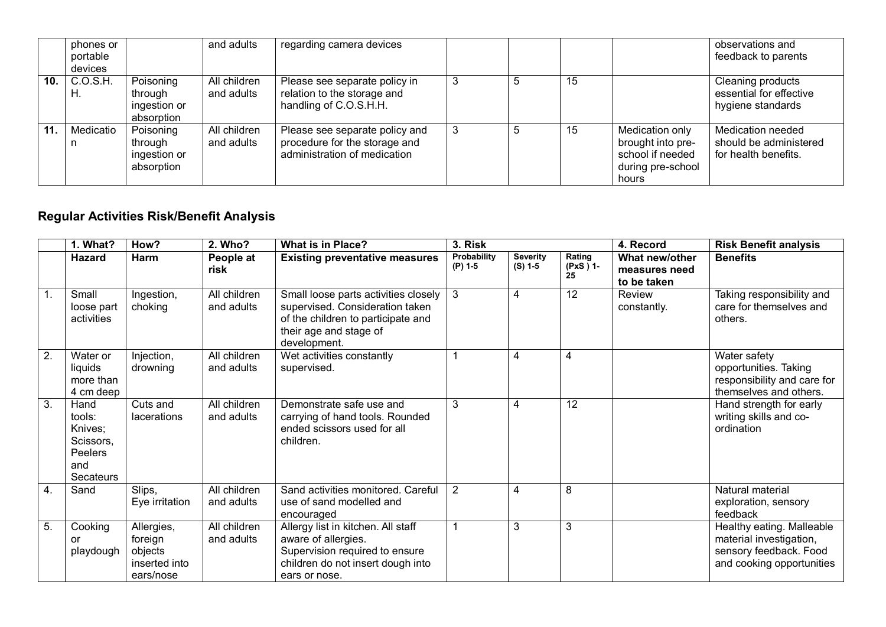|  | phones or portable devices |  | and adults | regarding camera devices |  |  |  |  | observations and feedback to parents |
|---|---|---|---|---|---|---|---|---|---|
| **10.** | C.O.S.H.H. | Poisoning through ingestion or absorption | All children and adults | Please see separate policy in relation to the storage and handling of C.O.S.H.H. | 3 | 5 | 15 |  | Cleaning products essential for effective hygiene standards |
| **11.** | Medication | Poisoning through ingestion or absorption | All children and adults | Please see separate policy and procedure for the storage and administration of medication | 3 | 5 | 15 | Medication only brought into pre-school if needed during pre-school hours | Medication needed should be administered for health benefits. |

## Regular Activities Risk/Benefit Analysis

|  | **1. What?** | **How?** | **2. Who?** | **What is in Place?** | **3. Risk** |  |  | **4. Record** | **Risk Benefit analysis** |
|---|---|---|---|---|---|---|---|---|---|
|  | **Hazard** | **Harm** | **People at risk** | **Existing preventative measures** | **Probability (P) 1-5** | **Severity (S) 1-5** | **Rating (PxS ) 1-25** | **What new/other measures need to be taken** | **Benefits** |
| 1. | Small loose part activities | Ingestion, choking | All children and adults | Small loose parts activities closely supervised. Consideration taken of the children to participate and their age and stage of development. | 3 | 4 | 12 | Review constantly. | Taking responsibility and care for themselves and others. |
| 2. | Water or liquids more than 4 cm deep | Injection, drowning | All children and adults | Wet activities constantly supervised. | 1 | 4 | 4 |  | Water safety opportunities. Taking responsibility and care for themselves and others. |
| 3. | Hand tools: Knives; Scissors, Peelers and Secateurs | Cuts and lacerations | All children and adults | Demonstrate safe use and carrying of hand tools. Rounded ended scissors used for all children. | 3 | 4 | 12 |  | Hand strength for early writing skills and co-ordination |
| 4. | Sand | Slips, Eye irritation | All children and adults | Sand activities monitored. Careful use of sand modelled and encouraged | 2 | 4 | 8 |  | Natural material exploration, sensory feedback |
| 5. | Cooking or playdough | Allergies, foreign objects inserted into ears/nose | All children and adults | Allergy list in kitchen. All staff aware of allergies. Supervision required to ensure children do not insert dough into ears or nose. | 1 | 3 | 3 |  | Healthy eating. Malleable material investigation, sensory feedback. Food and cooking opportunities |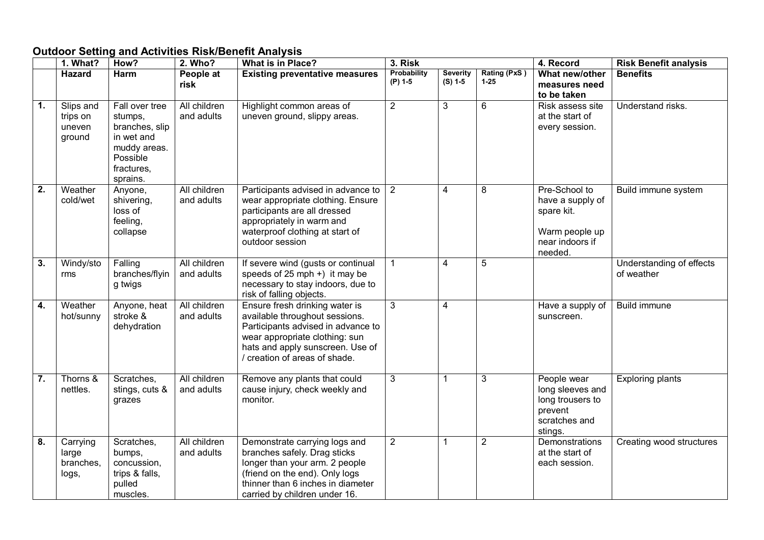## Outdoor Setting and Activities Risk/Benefit Analysis

| | 1. What? | How? | 2. Who? | What is in Place? | 3. Risk | | | 4. Record | Risk Benefit analysis |
|---|---|---|---|---|---|---|---|---|---|
| | **Hazard** | **Harm** | **People at risk** | **Existing preventative measures** | **Probability (P) 1-5** | **Severity (S) 1-5** | **Rating (PxS ) 1-25** | **What new/other measures need to be taken** | **Benefits** |
| **1.** | Slips and trips on uneven ground | Fall over tree stumps, branches, slip in wet and muddy areas. Possible fractures, sprains. | All children and adults | Highlight common areas of uneven ground, slippy areas. | 2 | 3 | 6 | Risk assess site at the start of every session. | Understand risks. |
| **2.** | Weather cold/wet | Anyone, shivering, loss of feeling, collapse | All children and adults | Participants advised in advance to wear appropriate clothing. Ensure participants are all dressed appropriately in warm and waterproof clothing at start of outdoor session | 2 | 4 | 8 | Pre-School to have a supply of spare kit.<br><br>Warm people up near indoors if needed. | Build immune system |
| **3.** | Windy/storms | Falling branches/flying twigs | All children and adults | If severe wind (gusts or continual speeds of 25 mph +) it may be necessary to stay indoors, due to risk of falling objects. | 1 | 4 | 5 | | Understanding of effects of weather |
| **4.** | Weather hot/sunny | Anyone, heat stroke & dehydration | All children and adults | Ensure fresh drinking water is available throughout sessions. Participants advised in advance to wear appropriate clothing: sun hats and apply sunscreen. Use of / creation of areas of shade. | 3 | 4 | | Have a supply of sunscreen. | Build immune |
| **7.** | Thorns & nettles. | Scratches, stings, cuts & grazes | All children and adults | Remove any plants that could cause injury, check weekly and monitor. | 3 | 1 | 3 | People wear long sleeves and long trousers to prevent scratches and stings. | Exploring plants |
| **8.** | Carrying large branches, logs, | Scratches, bumps, concussion, trips & falls, pulled muscles. | All children and adults | Demonstrate carrying logs and branches safely. Drag sticks longer than your arm. 2 people (friend on the end). Only logs thinner than 6 inches in diameter carried by children under 16. | 2 | 1 | 2 | Demonstrations at the start of each session. | Creating wood structures |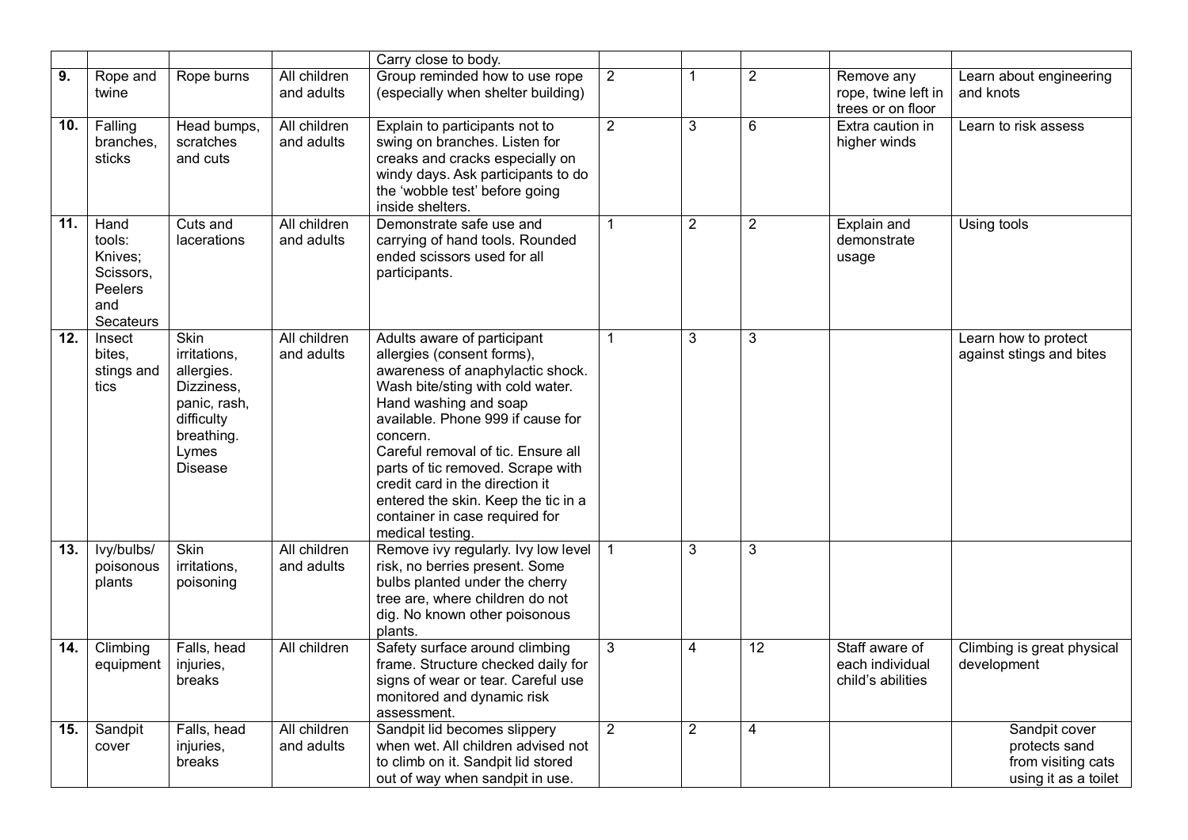| | | | | | | | | | |
|---|---|---|---|---|---|---|---|---|---|
| | | | | Carry close to body. | | | | | |
| **9.** | Rope and twine | Rope burns | All children and adults | Group reminded how to use rope (especially when shelter building) | 2 | 1 | 2 | Remove any rope, twine left in trees or on floor | Learn about engineering and knots |
| **10.** | Falling branches, sticks | Head bumps, scratches and cuts | All children and adults | Explain to participants not to swing on branches. Listen for creaks and cracks especially on windy days. Ask participants to do the 'wobble test' before going inside shelters. | 2 | 3 | 6 | Extra caution in higher winds | Learn to risk assess |
| **11.** | Hand tools: Knives; Scissors, Peelers and Secateurs | Cuts and lacerations | All children and adults | Demonstrate safe use and carrying of hand tools. Rounded ended scissors used for all participants. | 1 | 2 | 2 | Explain and demonstrate usage | Using tools |
| **12.** | Insect bites, stings and tics | Skin irritations, allergies. Dizziness, panic, rash, difficulty breathing. Lymes Disease | All children and adults | Adults aware of participant allergies (consent forms), awareness of anaphylactic shock. Wash bite/sting with cold water. Hand washing and soap available. Phone 999 if cause for concern.<br>Careful removal of tic. Ensure all parts of tic removed. Scrape with credit card in the direction it entered the skin. Keep the tic in a container in case required for medical testing. | 1 | 3 | 3 | | Learn how to protect against stings and bites |
| **13.** | Ivy/bulbs/ poisonous plants | Skin irritations, poisoning | All children and adults | Remove ivy regularly. Ivy low level risk, no berries present. Some bulbs planted under the cherry tree are, where children do not dig. No known other poisonous plants. | 1 | 3 | 3 | | |
| **14.** | Climbing equipment | Falls, head injuries, breaks | All children | Safety surface around climbing frame. Structure checked daily for signs of wear or tear. Careful use monitored and dynamic risk assessment. | 3 | 4 | 12 | Staff aware of each individual child's abilities | Climbing is great physical development |
| **15.** | Sandpit cover | Falls, head injuries, breaks | All children and adults | Sandpit lid becomes slippery when wet. All children advised not to climb on it. Sandpit lid stored out of way when sandpit in use. | 2 | 2 | 4 | | Sandpit cover protects sand from visiting cats using it as a toilet |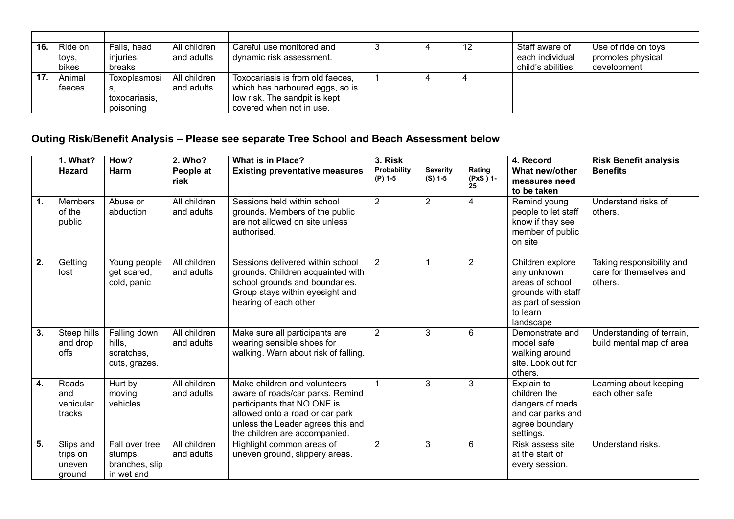| | | | | | | | | | |
|---|---|---|---|---|---|---|---|---|---|
| **16.** | Ride on toys, bikes | Falls, head injuries, breaks | All children and adults | Careful use monitored and dynamic risk assessment. | 3 | 4 | 12 | Staff aware of each individual child's abilities | Use of ride on toys promotes physical development |
| **17.** | Animal faeces | Toxoplasmosis, toxocariasis, poisoning | All children and adults | Toxocariasis is from old faeces, which has harboured eggs, so is low risk. The sandpit is kept covered when not in use. | 1 | 4 | 4 | | |

## Outing Risk/Benefit Analysis – Please see separate Tree School and Beach Assessment below

| | **1. What?** | **How?** | **2. Who?** | **What is in Place?** | **3. Risk** | | | **4. Record** | **Risk Benefit analysis** |
|---|---|---|---|---|---|---|---|---|---|
| | **Hazard** | **Harm** | **People at risk** | **Existing preventative measures** | **Probability (P) 1-5** | **Severity (S) 1-5** | **Rating (PxS ) 1-25** | **What new/other measures need to be taken** | **Benefits** |
| **1.** | Members of the public | Abuse or abduction | All children and adults | Sessions held within school grounds. Members of the public are not allowed on site unless authorised. | 2 | 2 | 4 | Remind young people to let staff know if they see member of public on site | Understand risks of others. |
| **2.** | Getting lost | Young people get scared, cold, panic | All children and adults | Sessions delivered within school grounds. Children acquainted with school grounds and boundaries. Group stays within eyesight and hearing of each other | 2 | 1 | 2 | Children explore any unknown areas of school grounds with staff as part of session to learn landscape | Taking responsibility and care for themselves and others. |
| **3.** | Steep hills and drop offs | Falling down hills, scratches, cuts, grazes. | All children and adults | Make sure all participants are wearing sensible shoes for walking. Warn about risk of falling. | 2 | 3 | 6 | Demonstrate and model safe walking around site. Look out for others. | Understanding of terrain, build mental map of area |
| **4.** | Roads and vehicular tracks | Hurt by moving vehicles | All children and adults | Make children and volunteers aware of roads/car parks. Remind participants that NO ONE is allowed onto a road or car park unless the Leader agrees this and the children are accompanied. | 1 | 3 | 3 | Explain to children the dangers of roads and car parks and agree boundary settings. | Learning about keeping each other safe |
| **5.** | Slips and trips on uneven ground | Fall over tree stumps, branches, slip in wet and | All children and adults | Highlight common areas of uneven ground, slippery areas. | 2 | 3 | 6 | Risk assess site at the start of every session. | Understand risks. |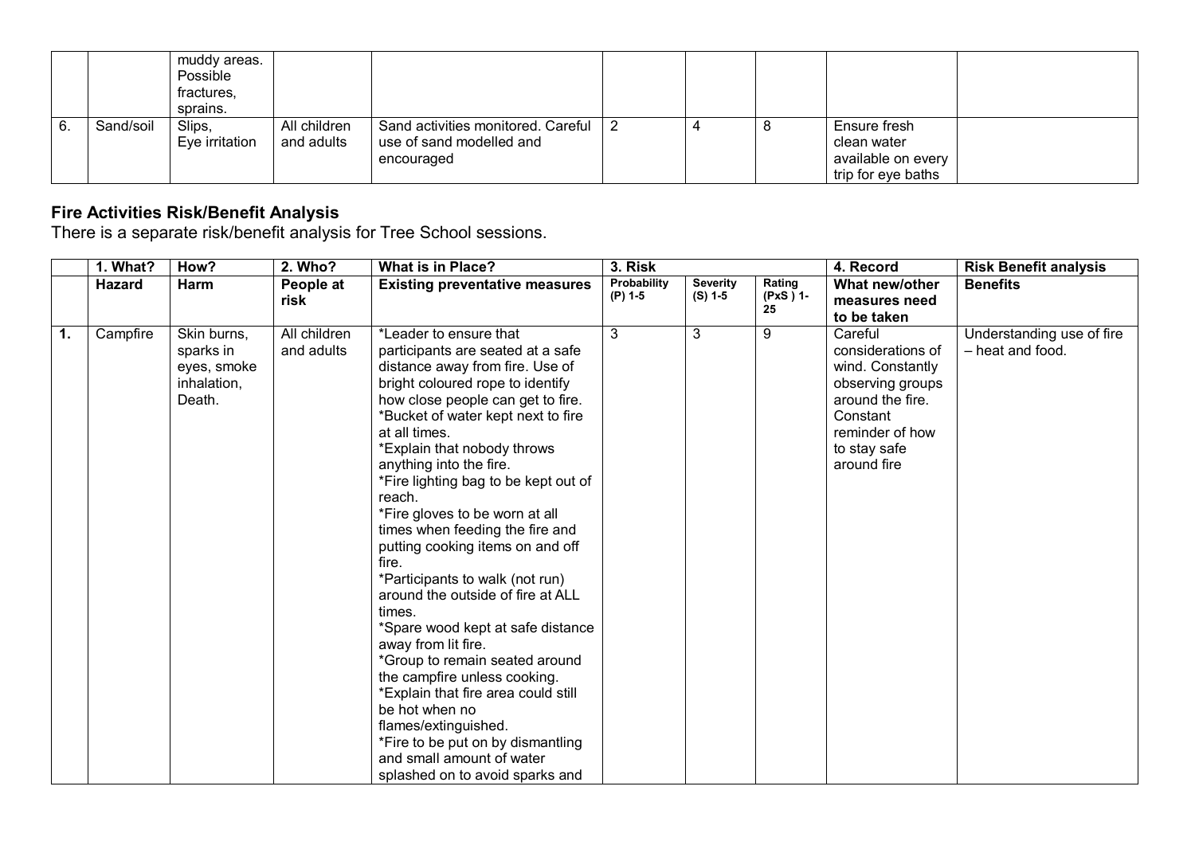|  |  | muddy areas. Possible fractures, sprains. |  |  |  |  |  |  |  |
|---|---|---|---|---|---|---|---|---|---|
| 6. | Sand/soil | Slips, Eye irritation | All children and adults | Sand activities monitored. Careful use of sand modelled and encouraged | 2 | 4 | 8 | Ensure fresh clean water available on every trip for eye baths |  |

## Fire Activities Risk/Benefit Analysis

There is a separate risk/benefit analysis for Tree School sessions.

|  | 1. What? | How? | 2. Who? | What is in Place? | 3. Risk |  |  | 4. Record | Risk Benefit analysis |
|---|---|---|---|---|---|---|---|---|---|
|  | **Hazard** | **Harm** | **People at risk** | **Existing preventative measures** | **Probability (P) 1-5** | **Severity (S) 1-5** | **Rating (PxS ) 1-25** | **What new/other measures need to be taken** | **Benefits** |
| **1.** | Campfire | Skin burns, sparks in eyes, smoke inhalation, Death. | All children and adults | *Leader to ensure that participants are seated at a safe distance away from fire. Use of bright coloured rope to identify how close people can get to fire. *Bucket of water kept next to fire at all times. *Explain that nobody throws anything into the fire. *Fire lighting bag to be kept out of reach. *Fire gloves to be worn at all times when feeding the fire and putting cooking items on and off fire. *Participants to walk (not run) around the outside of fire at ALL times. *Spare wood kept at safe distance away from lit fire. *Group to remain seated around the campfire unless cooking. *Explain that fire area could still be hot when no flames/extinguished. *Fire to be put on by dismantling and small amount of water splashed on to avoid sparks and | 3 | 3 | 9 | Careful considerations of wind. Constantly observing groups around the fire. Constant reminder of how to stay safe around fire | Understanding use of fire – heat and food. |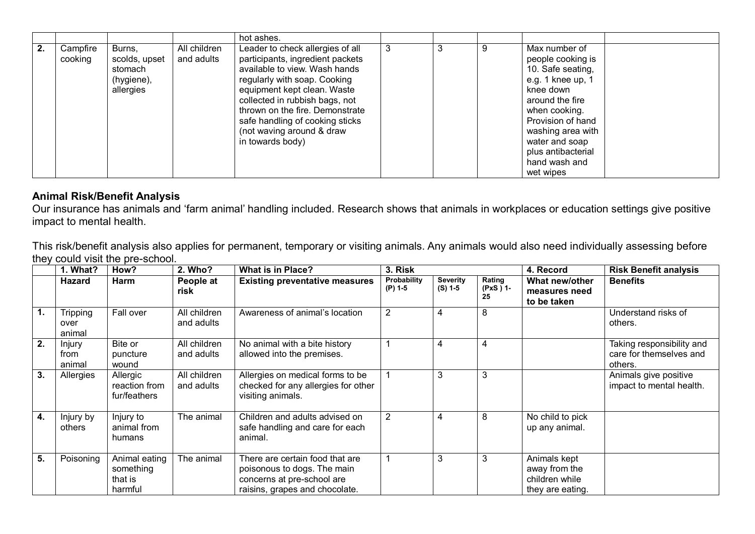| | | | | hot ashes. | | | | | |
|---|---|---|---|---|---|---|---|---|---|
| **2.** | Campfire cooking | Burns, scolds, upset stomach (hygiene), allergies | All children and adults | Leader to check allergies of all participants, ingredient packets available to view. Wash hands regularly with soap. Cooking equipment kept clean. Waste collected in rubbish bags, not thrown on the fire. Demonstrate safe handling of cooking sticks (not waving around & draw in towards body) | 3 | 3 | 9 | Max number of people cooking is 10. Safe seating, e.g. 1 knee up, 1 knee down around the fire when cooking. Provision of hand washing area with water and soap plus antibacterial hand wash and wet wipes | |

**Animal Risk/Benefit Analysis**

Our insurance has animals and 'farm animal' handling included. Research shows that animals in workplaces or education settings give positive impact to mental health.

This risk/benefit analysis also applies for permanent, temporary or visiting animals. Any animals would also need individually assessing before they could visit the pre-school.

| | **1. What?** | **2. How?** | **2. Who?** | **What is in Place?** | **3. Risk** | | | **4. Record** | **Risk Benefit analysis** |
|---|---|---|---|---|---|---|---|---|---|
| | **Hazard** | **Harm** | **People at risk** | **Existing preventative measures** | **Probability (P) 1-5** | **Severity (S) 1-5** | **Rating (PxS ) 1-25** | **What new/other measures need to be taken** | **Benefits** |
| **1.** | Tripping over animal | Fall over | All children and adults | Awareness of animal's location | 2 | 4 | 8 | | Understand risks of others. |
| **2.** | Injury from animal | Bite or puncture wound | All children and adults | No animal with a bite history allowed into the premises. | 1 | 4 | 4 | | Taking responsibility and care for themselves and others. |
| **3.** | Allergies | Allergic reaction from fur/feathers | All children and adults | Allergies on medical forms to be checked for any allergies for other visiting animals. | 1 | 3 | 3 | | Animals give positive impact to mental health. |
| **4.** | Injury by others | Injury to animal from humans | The animal | Children and adults advised on safe handling and care for each animal. | 2 | 4 | 8 | No child to pick up any animal. | |
| **5.** | Poisoning | Animal eating something that is harmful | The animal | There are certain food that are poisonous to dogs. The main concerns at pre-school are raisins, grapes and chocolate. | 1 | 3 | 3 | Animals kept away from the children while they are eating. | |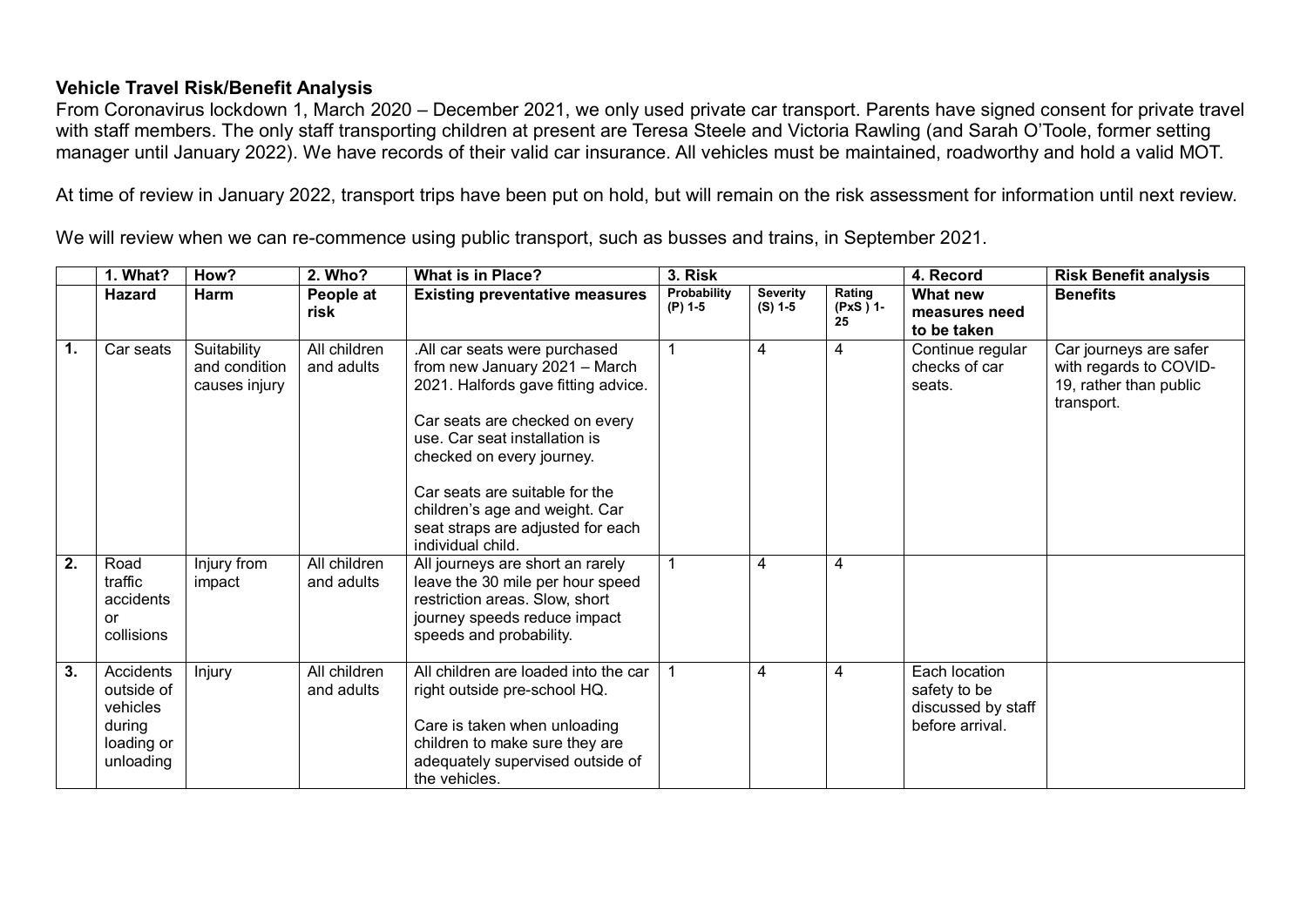**Vehicle Travel Risk/Benefit Analysis**

From Coronavirus lockdown 1, March 2020 – December 2021, we only used private car transport. Parents have signed consent for private travel with staff members. The only staff transporting children at present are Teresa Steele and Victoria Rawling (and Sarah O'Toole, former setting manager until January 2022). We have records of their valid car insurance. All vehicles must be maintained, roadworthy and hold a valid MOT.

At time of review in January 2022, transport trips have been put on hold, but will remain on the risk assessment for information until next review.

We will review when we can re-commence using public transport, such as busses and trains, in September 2021.

| | 1. What? | How? | 2. Who? | What is in Place? | 3. Risk | | | 4. Record | Risk Benefit analysis |
|---|---|---|---|---|---|---|---|---|---|
| | **Hazard** | **Harm** | **People at risk** | **Existing preventative measures** | **Probability (P) 1-5** | **Severity (S) 1-5** | **Rating (PxS ) 1-25** | **What new measures need to be taken** | **Benefits** |
| **1.** | Car seats | Suitability and condition causes injury | All children and adults | .All car seats were purchased from new January 2021 – March 2021. Halfords gave fitting advice.<br><br>Car seats are checked on every use. Car seat installation is checked on every journey.<br><br>Car seats are suitable for the children's age and weight. Car seat straps are adjusted for each individual child. | 1 | 4 | 4 | Continue regular checks of car seats. | Car journeys are safer with regards to COVID-19, rather than public transport. |
| **2.** | Road traffic accidents or collisions | Injury from impact | All children and adults | All journeys are short an rarely leave the 30 mile per hour speed restriction areas. Slow, short journey speeds reduce impact speeds and probability. | 1 | 4 | 4 | | |
| **3.** | Accidents outside of vehicles during loading or unloading | Injury | All children and adults | All children are loaded into the car right outside pre-school HQ.<br><br>Care is taken when unloading children to make sure they are adequately supervised outside of the vehicles. | 1 | 4 | 4 | Each location safety to be discussed by staff before arrival. | |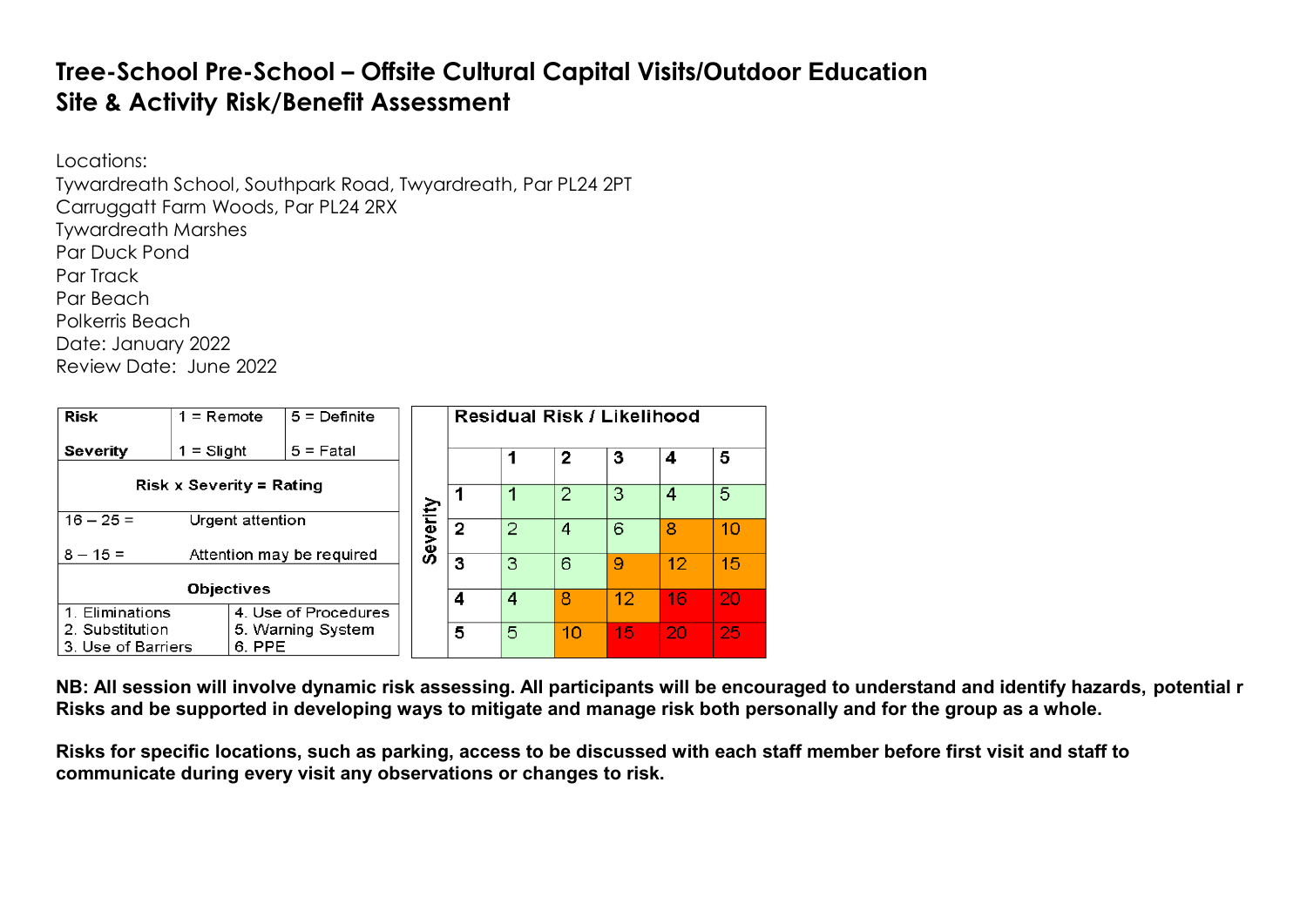# Tree-School Pre-School – Offsite Cultural Capital Visits/Outdoor Education
# Site & Activity Risk/Benefit Assessment

Locations:
Tywardreath School, Southpark Road, Twyardreath, Par PL24 2PT
Carruggatt Farm Woods, Par PL24 2RX
Tywardreath Marshes
Par Duck Pond
Par Track
Par Beach
Polkerris Beach
Date: January 2022
Review Date: June 2022

| Risk | 1 = Remote | 5 = Definite |
|---|---|---|
| Severity | 1 = Slight | 5 = Fatal |
| Risk x Severity = Rating | | |
| 16 – 25 = | Urgent attention | |
| 8 – 15 = | Attention may be required | |
| Objectives | | |
| 1. Eliminations<br>2. Substitution<br>3. Use of Barriers | 4. Use of Procedures<br>5. Warning System<br>6. PPE | |

| Severity | Residual Risk / Likelihood | | | | | |
|---|---|---|---|---|---|---|
| | | 1 | 2 | 3 | 4 | 5 |
| | 1 | 1 | 2 | 3 | 4 | 5 |
| | 2 | 2 | 4 | 6 | 8 | 10 |
| | 3 | 3 | 6 | 9 | 12 | 15 |
| | 4 | 4 | 8 | 12 | 16 | 20 |
| | 5 | 5 | 10 | 15 | 20 | 25 |

**NB: All session will involve dynamic risk assessing. All participants will be encouraged to understand and identify hazards, potential r Risks and be supported in developing ways to mitigate and manage risk both personally and for the group as a whole.**

**Risks for specific locations, such as parking, access to be discussed with each staff member before first visit and staff to communicate during every visit any observations or changes to risk.**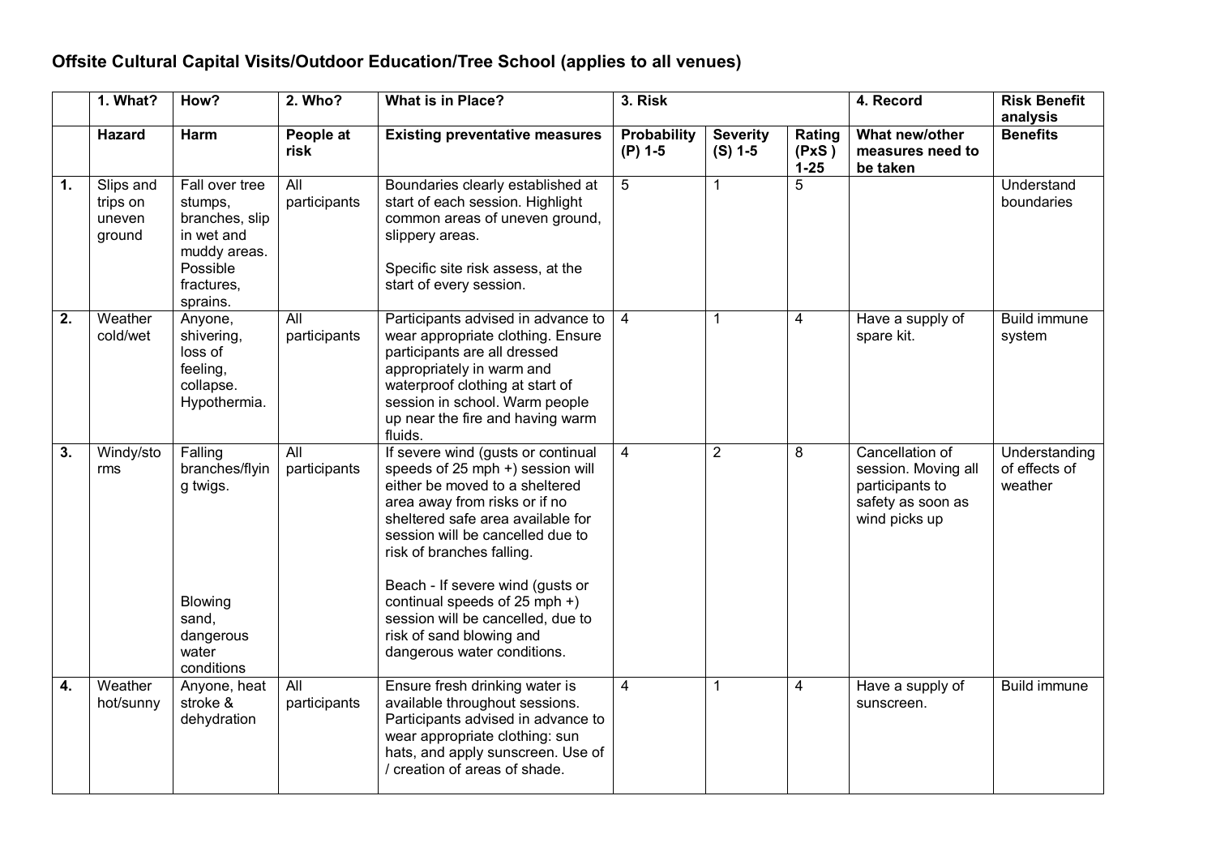**Offsite Cultural Capital Visits/Outdoor Education/Tree School (applies to all venues)**

| | 1. What? | How? | 2. Who? | What is in Place? | 3. Risk | | | 4. Record | Risk Benefit analysis |
|---|---|---|---|---|---|---|---|---|---|
| | **Hazard** | **Harm** | **People at risk** | **Existing preventative measures** | **Probability (P) 1-5** | **Severity (S) 1-5** | **Rating (PxS ) 1-25** | **What new/other measures need to be taken** | **Benefits** |
| **1.** | Slips and trips on uneven ground | Fall over tree stumps, branches, slip in wet and muddy areas. Possible fractures, sprains. | All participants | Boundaries clearly established at start of each session. Highlight common areas of uneven ground, slippery areas.<br><br>Specific site risk assess, at the start of every session. | 5 | 1 | 5 | | Understand boundaries |
| **2.** | Weather cold/wet | Anyone, shivering, loss of feeling, collapse. Hypothermia. | All participants | Participants advised in advance to wear appropriate clothing. Ensure participants are all dressed appropriately in warm and waterproof clothing at start of session in school. Warm people up near the fire and having warm fluids. | 4 | 1 | 4 | Have a supply of spare kit. | Build immune system |
| **3.** | Windy/storms | Falling branches/flying twigs.<br><br>Blowing sand, dangerous water conditions | All participants | If severe wind (gusts or continual speeds of 25 mph +) session will either be moved to a sheltered area away from risks or if no sheltered safe area available for session will be cancelled due to risk of branches falling.<br><br>Beach - If severe wind (gusts or continual speeds of 25 mph +) session will be cancelled, due to risk of sand blowing and dangerous water conditions. | 4 | 2 | 8 | Cancellation of session. Moving all participants to safety as soon as wind picks up | Understanding of effects of weather |
| **4.** | Weather hot/sunny | Anyone, heat stroke & dehydration | All participants | Ensure fresh drinking water is available throughout sessions. Participants advised in advance to wear appropriate clothing: sun hats, and apply sunscreen. Use of / creation of areas of shade. | 4 | 1 | 4 | Have a supply of sunscreen. | Build immune |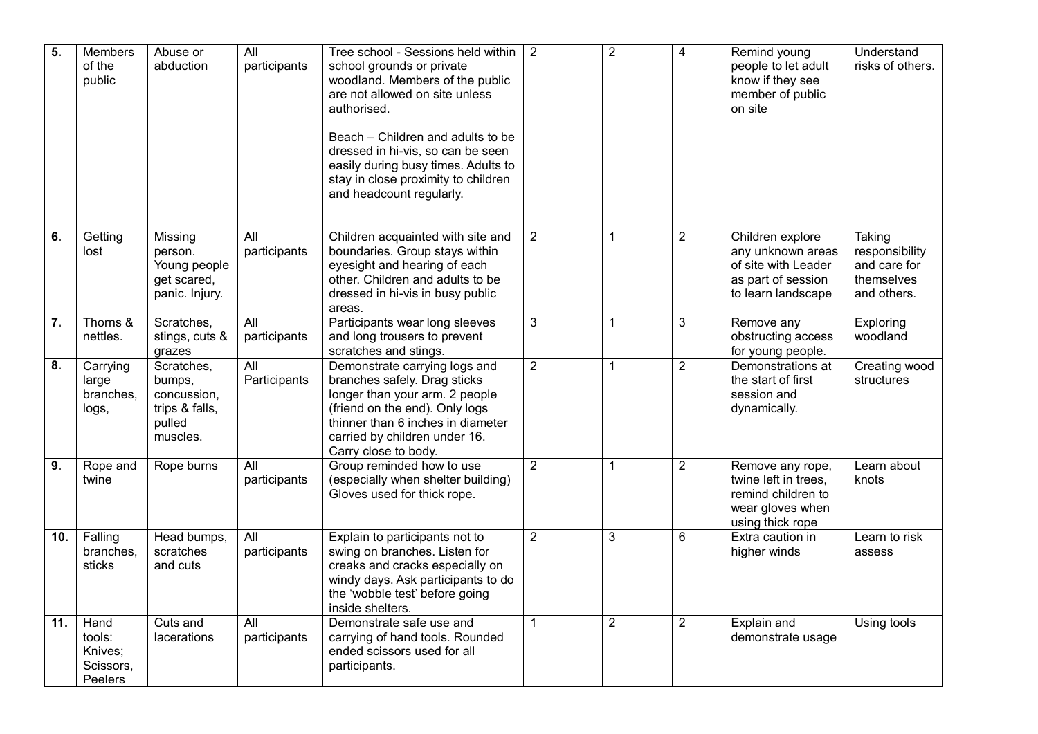| 5. | Members of the public | Abuse or abduction | All participants | Tree school - Sessions held within school grounds or private woodland. Members of the public are not allowed on site unless authorised.<br><br>Beach – Children and adults to be dressed in hi-vis, so can be seen easily during busy times. Adults to stay in close proximity to children and headcount regularly. | 2 | 2 | 4 | Remind young people to let adult know if they see member of public on site | Understand risks of others. |
|---|---|---|---|---|---|---|---|---|---|
| 6. | Getting lost | Missing person. Young people get scared, panic. Injury. | All participants | Children acquainted with site and boundaries. Group stays within eyesight and hearing of each other. Children and adults to be dressed in hi-vis in busy public areas. | 2 | 1 | 2 | Children explore any unknown areas of site with Leader as part of session to learn landscape | Taking responsibility and care for themselves and others. |
| 7. | Thorns & nettles. | Scratches, stings, cuts & grazes | All participants | Participants wear long sleeves and long trousers to prevent scratches and stings. | 3 | 1 | 3 | Remove any obstructing access for young people. | Exploring woodland |
| 8. | Carrying large branches, logs, | Scratches, bumps, concussion, trips & falls, pulled muscles. | All Participants | Demonstrate carrying logs and branches safely. Drag sticks longer than your arm. 2 people (friend on the end). Only logs thinner than 6 inches in diameter carried by children under 16. Carry close to body. | 2 | 1 | 2 | Demonstrations at the start of first session and dynamically. | Creating wood structures |
| 9. | Rope and twine | Rope burns | All participants | Group reminded how to use (especially when shelter building) Gloves used for thick rope. | 2 | 1 | 2 | Remove any rope, twine left in trees, remind children to wear gloves when using thick rope | Learn about knots |
| 10. | Falling branches, sticks | Head bumps, scratches and cuts | All participants | Explain to participants not to swing on branches. Listen for creaks and cracks especially on windy days. Ask participants to do the 'wobble test' before going inside shelters. | 2 | 3 | 6 | Extra caution in higher winds | Learn to risk assess |
| 11. | Hand tools: Knives; Scissors, Peelers | Cuts and lacerations | All participants | Demonstrate safe use and carrying of hand tools. Rounded ended scissors used for all participants. | 1 | 2 | 2 | Explain and demonstrate usage | Using tools |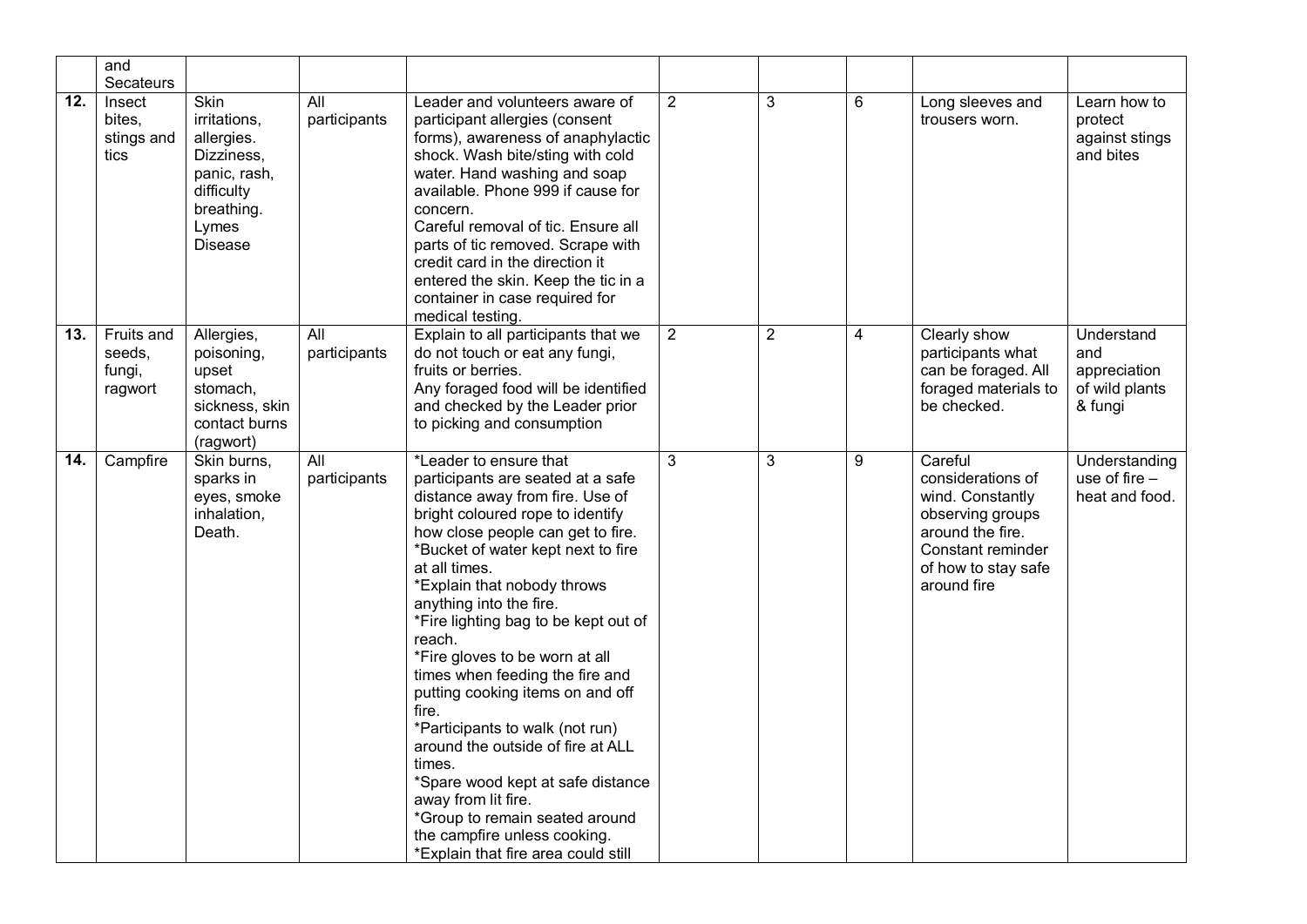| | | | | | | | | | |
|---|---|---|---|---|---|---|---|---|---|
| | and Secateurs | | | | | | | | |
| **12.** | Insect bites, stings and tics | Skin irritations, allergies. Dizziness, panic, rash, difficulty breathing. Lymes Disease | All participants | Leader and volunteers aware of participant allergies (consent forms), awareness of anaphylactic shock. Wash bite/sting with cold water. Hand washing and soap available. Phone 999 if cause for concern.<br>Careful removal of tic. Ensure all parts of tic removed. Scrape with credit card in the direction it entered the skin. Keep the tic in a container in case required for medical testing. | 2 | 3 | 6 | Long sleeves and trousers worn. | Learn how to protect against stings and bites |
| **13.** | Fruits and seeds, fungi, ragwort | Allergies, poisoning, upset stomach, sickness, skin contact burns (ragwort) | All participants | Explain to all participants that we do not touch or eat any fungi, fruits or berries.<br>Any foraged food will be identified and checked by the Leader prior to picking and consumption | 2 | 2 | 4 | Clearly show participants what can be foraged. All foraged materials to be checked. | Understand and appreciation of wild plants & fungi |
| **14.** | Campfire | Skin burns, sparks in eyes, smoke inhalation, Death. | All participants | *Leader to ensure that participants are seated at a safe distance away from fire. Use of bright coloured rope to identify how close people can get to fire.<br>*Bucket of water kept next to fire at all times.<br>*Explain that nobody throws anything into the fire.<br>*Fire lighting bag to be kept out of reach.<br>*Fire gloves to be worn at all times when feeding the fire and putting cooking items on and off fire.<br>*Participants to walk (not run) around the outside of fire at ALL times.<br>*Spare wood kept at safe distance away from lit fire.<br>*Group to remain seated around the campfire unless cooking.<br>*Explain that fire area could still | 3 | 3 | 9 | Careful considerations of wind. Constantly observing groups around the fire. Constant reminder of how to stay safe around fire | Understanding use of fire – heat and food. |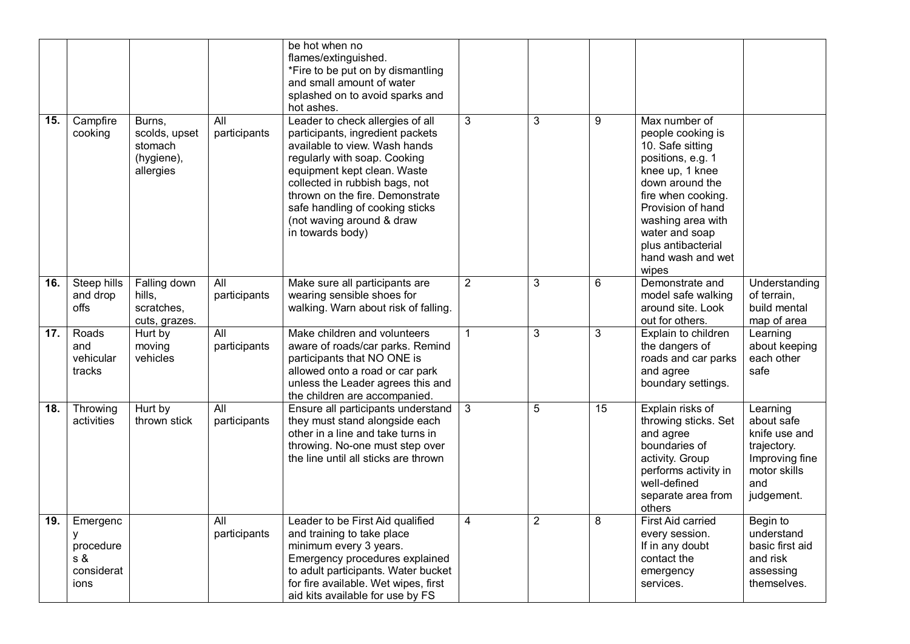| | | | | | | | | | |
|---|---|---|---|---|---|---|---|---|---|
| | | | | be hot when no flames/extinguished. *Fire to be put on by dismantling and small amount of water splashed on to avoid sparks and hot ashes. | | | | | |
| **15.** | Campfire cooking | Burns, scolds, upset stomach (hygiene), allergies | All participants | Leader to check allergies of all participants, ingredient packets available to view. Wash hands regularly with soap. Cooking equipment kept clean. Waste collected in rubbish bags, not thrown on the fire. Demonstrate safe handling of cooking sticks (not waving around & draw in towards body) | 3 | 3 | 9 | Max number of people cooking is 10. Safe sitting positions, e.g. 1 knee up, 1 knee down around the fire when cooking. Provision of hand washing area with water and soap plus antibacterial hand wash and wet wipes | |
| **16.** | Steep hills and drop offs | Falling down hills, scratches, cuts, grazes. | All participants | Make sure all participants are wearing sensible shoes for walking. Warn about risk of falling. | 2 | 3 | 6 | Demonstrate and model safe walking around site. Look out for others. | Understanding of terrain, build mental map of area |
| **17.** | Roads and vehicular tracks | Hurt by moving vehicles | All participants | Make children and volunteers aware of roads/car parks. Remind participants that NO ONE is allowed onto a road or car park unless the Leader agrees this and the children are accompanied. | 1 | 3 | 3 | Explain to children the dangers of roads and car parks and agree boundary settings. | Learning about keeping each other safe |
| **18.** | Throwing activities | Hurt by thrown stick | All participants | Ensure all participants understand they must stand alongside each other in a line and take turns in throwing. No-one must step over the line until all sticks are thrown | 3 | 5 | 15 | Explain risks of throwing sticks. Set and agree boundaries of activity. Group performs activity in well-defined separate area from others | Learning about safe knife use and trajectory. Improving fine motor skills and judgement. |
| **19.** | Emergency procedures & considerations | | All participants | Leader to be First Aid qualified and training to take place minimum every 3 years. Emergency procedures explained to adult participants. Water bucket for fire available. Wet wipes, first aid kits available for use by FS | 4 | 2 | 8 | First Aid carried every session. If in any doubt contact the emergency services. | Begin to understand basic first aid and risk assessing themselves. |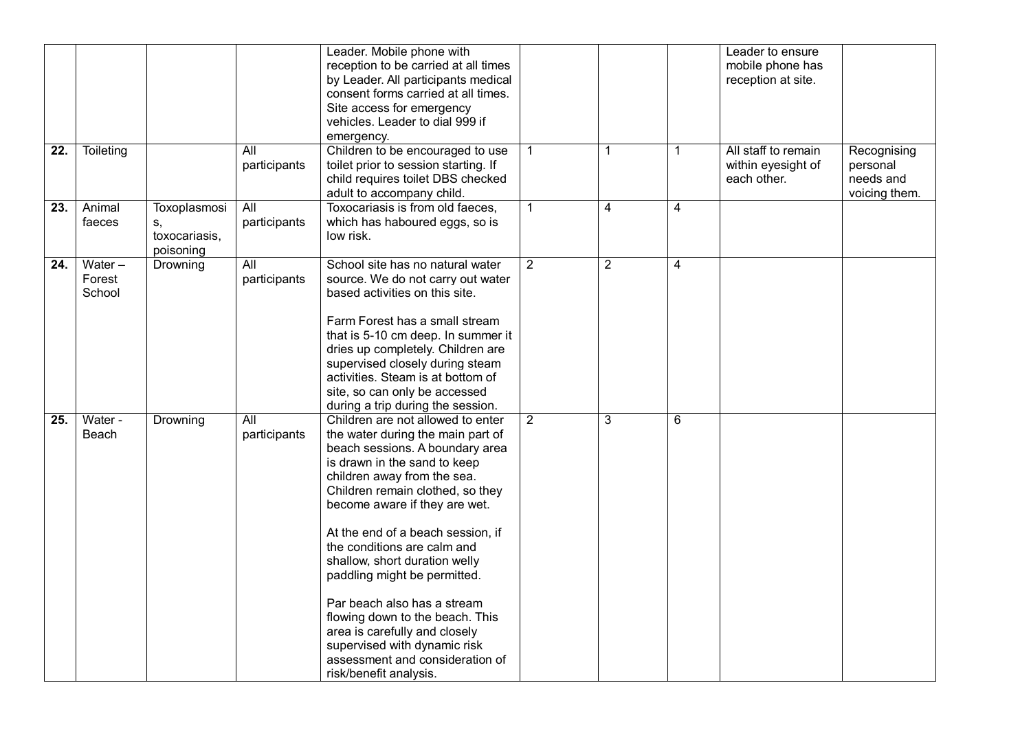| | | | | | | | | | |
|---|---|---|---|---|---|---|---|---|---|
| | | | | Leader. Mobile phone with reception to be carried at all times by Leader. All participants medical consent forms carried at all times. Site access for emergency vehicles. Leader to dial 999 if emergency. | | | | Leader to ensure mobile phone has reception at site. | |
| **22.** | Toileting | | All participants | Children to be encouraged to use toilet prior to session starting. If child requires toilet DBS checked adult to accompany child. | 1 | 1 | 1 | All staff to remain within eyesight of each other. | Recognising personal needs and voicing them. |
| **23.** | Animal faeces | Toxoplasmosis, toxocariasis, poisoning | All participants | Toxocariasis is from old faeces, which has haboured eggs, so is low risk. | 1 | 4 | 4 | | |
| **24.** | Water – Forest School | Drowning | All participants | School site has no natural water source. We do not carry out water based activities on this site.<br><br>Farm Forest has a small stream that is 5-10 cm deep. In summer it dries up completely. Children are supervised closely during steam activities. Steam is at bottom of site, so can only be accessed during a trip during the session. | 2 | 2 | 4 | | |
| **25.** | Water - Beach | Drowning | All participants | Children are not allowed to enter the water during the main part of beach sessions. A boundary area is drawn in the sand to keep children away from the sea. Children remain clothed, so they become aware if they are wet.<br><br>At the end of a beach session, if the conditions are calm and shallow, short duration welly paddling might be permitted.<br><br>Par beach also has a stream flowing down to the beach. This area is carefully and closely supervised with dynamic risk assessment and consideration of risk/benefit analysis. | 2 | 3 | 6 | | |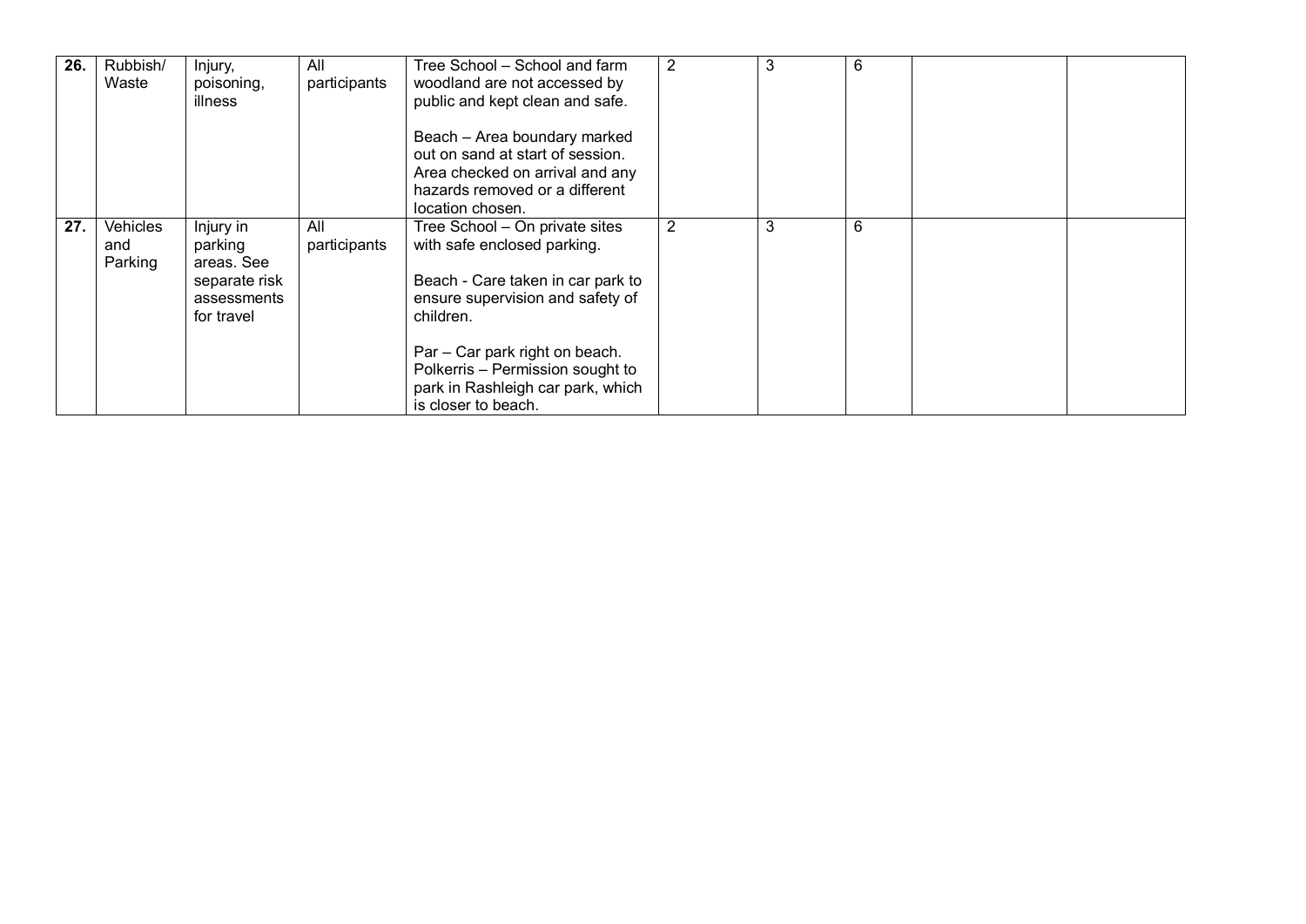| | | | | | | | | | |
|---|---|---|---|---|---|---|---|---|---|
| **26.** | Rubbish/ Waste | Injury, poisoning, illness | All participants | Tree School – School and farm woodland are not accessed by public and kept clean and safe.<br><br>Beach – Area boundary marked out on sand at start of session. Area checked on arrival and any hazards removed or a different location chosen. | 2 | 3 | 6 | | |
| **27.** | Vehicles and Parking | Injury in parking areas. See separate risk assessments for travel | All participants | Tree School – On private sites with safe enclosed parking.<br><br>Beach - Care taken in car park to ensure supervision and safety of children.<br><br>Par – Car park right on beach. Polkerris – Permission sought to park in Rashleigh car park, which is closer to beach. | 2 | 3 | 6 | | |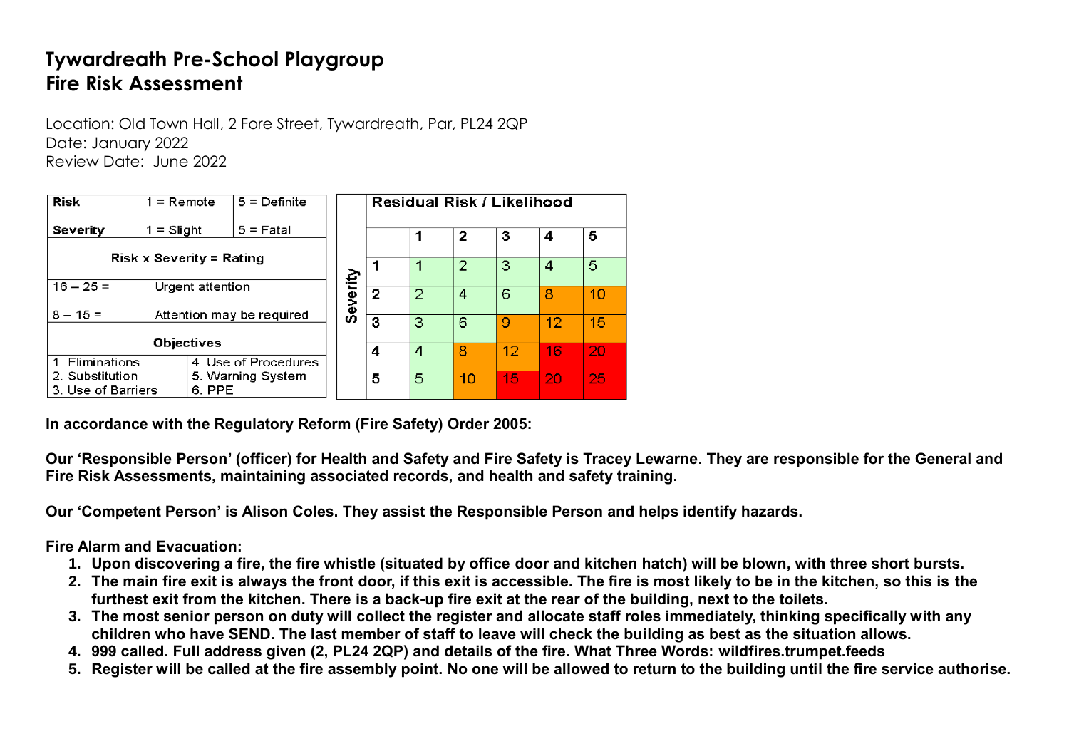# Tywardreath Pre-School Playgroup
# Fire Risk Assessment

Location: Old Town Hall, 2 Fore Street, Tywardreath, Par, PL24 2QP
Date: January 2022
Review Date: June 2022

| Risk | 1 = Remote | 5 = Definite |
|---|---|---|
| Severity | 1 = Slight | 5 = Fatal |
| Risk x Severity = Rating | | |
| 16 – 25 = | Urgent attention | |
| 8 – 15 = | Attention may be required | |
| Objectives | | |
| 1. Eliminations | 4. Use of Procedures | |
| 2. Substitution | 5. Warning System | |
| 3. Use of Barriers | 6. PPE | |

| Severity | Residual Risk / Likelihood | | | | | |
|---|---|---|---|---|---|---|
| | | 1 | 2 | 3 | 4 | 5 |
| | 1 | 1 | 2 | 3 | 4 | 5 |
| | 2 | 2 | 4 | 6 | 8 | 10 |
| | 3 | 3 | 6 | 9 | 12 | 15 |
| | 4 | 4 | 8 | 12 | 16 | 20 |
| | 5 | 5 | 10 | 15 | 20 | 25 |

**In accordance with the Regulatory Reform (Fire Safety) Order 2005:**

**Our 'Responsible Person' (officer) for Health and Safety and Fire Safety is Tracey Lewarne. They are responsible for the General and Fire Risk Assessments, maintaining associated records, and health and safety training.**

**Our 'Competent Person' is Alison Coles. They assist the Responsible Person and helps identify hazards.**

**Fire Alarm and Evacuation:**

1. **Upon discovering a fire, the fire whistle (situated by office door and kitchen hatch) will be blown, with three short bursts.**
2. **The main fire exit is always the front door, if this exit is accessible. The fire is most likely to be in the kitchen, so this is the furthest exit from the kitchen. There is a back-up fire exit at the rear of the building, next to the toilets.**
3. **The most senior person on duty will collect the register and allocate staff roles immediately, thinking specifically with any children who have SEND. The last member of staff to leave will check the building as best as the situation allows.**
4. **999 called. Full address given (2, PL24 2QP) and details of the fire. What Three Words: wildfires.trumpet.feeds**
5. **Register will be called at the fire assembly point. No one will be allowed to return to the building until the fire service authorise.**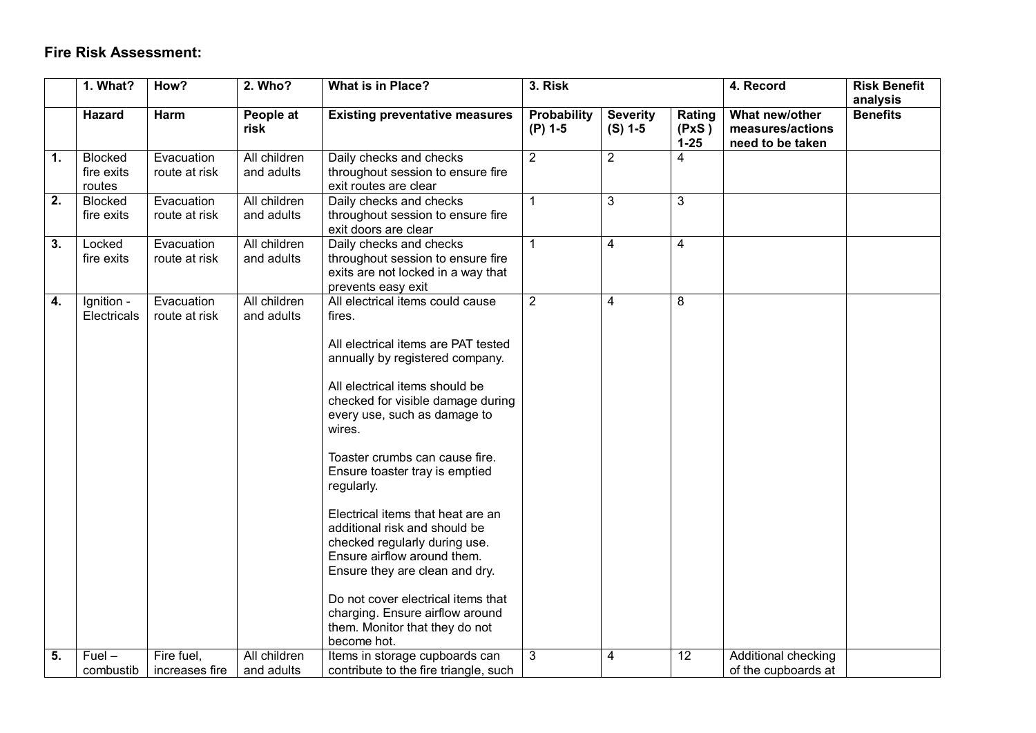### Fire Risk Assessment:

| | 1. What? | How? | 2. Who? | What is in Place? | 3. Risk | | | 4. Record | Risk Benefit analysis |
|---|---|---|---|---|---|---|---|---|---|
| | **Hazard** | **Harm** | **People at risk** | **Existing preventative measures** | **Probability (P) 1-5** | **Severity (S) 1-5** | **Rating (PxS ) 1-25** | **What new/other measures/actions need to be taken** | **Benefits** |
| **1.** | Blocked fire exits routes | Evacuation route at risk | All children and adults | Daily checks and checks throughout session to ensure fire exit routes are clear | 2 | 2 | 4 | | |
| **2.** | Blocked fire exits | Evacuation route at risk | All children and adults | Daily checks and checks throughout session to ensure fire exit doors are clear | 1 | 3 | 3 | | |
| **3.** | Locked fire exits | Evacuation route at risk | All children and adults | Daily checks and checks throughout session to ensure fire exits are not locked in a way that prevents easy exit | 1 | 4 | 4 | | |
| **4.** | Ignition - Electricals | Evacuation route at risk | All children and adults | All electrical items could cause fires.<br><br>All electrical items are PAT tested annually by registered company.<br><br>All electrical items should be checked for visible damage during every use, such as damage to wires.<br><br>Toaster crumbs can cause fire. Ensure toaster tray is emptied regularly.<br><br>Electrical items that heat are an additional risk and should be checked regularly during use. Ensure airflow around them. Ensure they are clean and dry.<br><br>Do not cover electrical items that charging. Ensure airflow around them. Monitor that they do not become hot. | 2 | 4 | 8 | | |
| **5.** | Fuel – combustib | Fire fuel, increases fire | All children and adults | Items in storage cupboards can contribute to the fire triangle, such | 3 | 4 | 12 | Additional checking of the cupboards at | |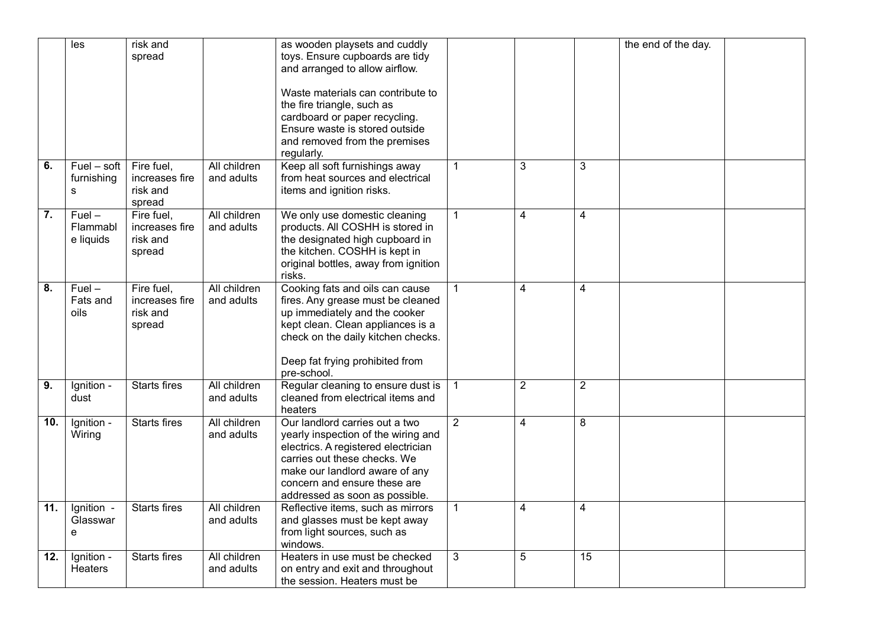| | | | | | | | | | |
|---|---|---|---|---|---|---|---|---|---|
| | les | risk and spread | | as wooden playsets and cuddly toys. Ensure cupboards are tidy and arranged to allow airflow.<br><br>Waste materials can contribute to the fire triangle, such as cardboard or paper recycling. Ensure waste is stored outside and removed from the premises regularly. | | | | the end of the day. | |
| **6.** | Fuel – soft furnishings | Fire fuel, increases fire risk and spread | All children and adults | Keep all soft furnishings away from heat sources and electrical items and ignition risks. | 1 | 3 | 3 | | |
| **7.** | Fuel – Flammable liquids | Fire fuel, increases fire risk and spread | All children and adults | We only use domestic cleaning products. All COSHH is stored in the designated high cupboard in the kitchen. COSHH is kept in original bottles, away from ignition risks. | 1 | 4 | 4 | | |
| **8.** | Fuel – Fats and oils | Fire fuel, increases fire risk and spread | All children and adults | Cooking fats and oils can cause fires. Any grease must be cleaned up immediately and the cooker kept clean. Clean appliances is a check on the daily kitchen checks.<br><br>Deep fat frying prohibited from pre-school. | 1 | 4 | 4 | | |
| **9.** | Ignition - dust | Starts fires | All children and adults | Regular cleaning to ensure dust is cleaned from electrical items and heaters | 1 | 2 | 2 | | |
| **10.** | Ignition - Wiring | Starts fires | All children and adults | Our landlord carries out a two yearly inspection of the wiring and electrics. A registered electrician carries out these checks. We make our landlord aware of any concern and ensure these are addressed as soon as possible. | 2 | 4 | 8 | | |
| **11.** | Ignition - Glassware | Starts fires | All children and adults | Reflective items, such as mirrors and glasses must be kept away from light sources, such as windows. | 1 | 4 | 4 | | |
| **12.** | Ignition - Heaters | Starts fires | All children and adults | Heaters in use must be checked on entry and exit and throughout the session. Heaters must be | 3 | 5 | 15 | | |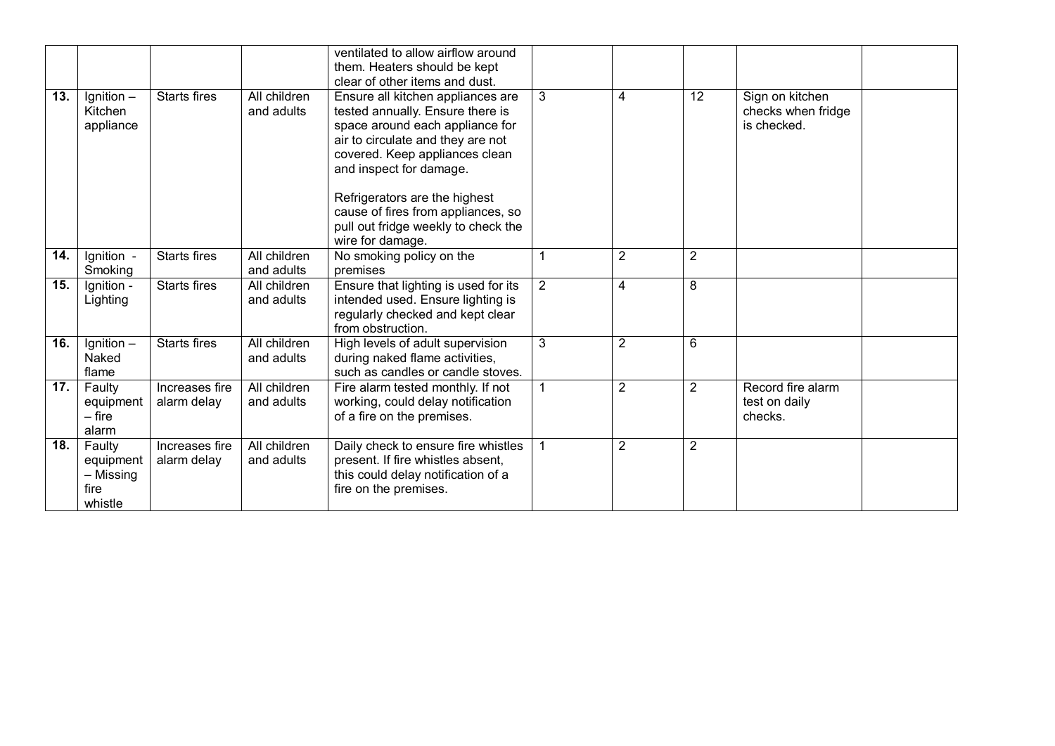| | | | | | | | | | |
|---|---|---|---|---|---|---|---|---|---|
| | | | | ventilated to allow airflow around them. Heaters should be kept clear of other items and dust. | | | | | |
| **13.** | Ignition – Kitchen appliance | Starts fires | All children and adults | Ensure all kitchen appliances are tested annually. Ensure there is space around each appliance for air to circulate and they are not covered. Keep appliances clean and inspect for damage.<br><br>Refrigerators are the highest cause of fires from appliances, so pull out fridge weekly to check the wire for damage. | 3 | 4 | 12 | Sign on kitchen checks when fridge is checked. | |
| **14.** | Ignition - Smoking | Starts fires | All children and adults | No smoking policy on the premises | 1 | 2 | 2 | | |
| **15.** | Ignition - Lighting | Starts fires | All children and adults | Ensure that lighting is used for its intended used. Ensure lighting is regularly checked and kept clear from obstruction. | 2 | 4 | 8 | | |
| **16.** | Ignition – Naked flame | Starts fires | All children and adults | High levels of adult supervision during naked flame activities, such as candles or candle stoves. | 3 | 2 | 6 | | |
| **17.** | Faulty equipment – fire alarm | Increases fire alarm delay | All children and adults | Fire alarm tested monthly. If not working, could delay notification of a fire on the premises. | 1 | 2 | 2 | Record fire alarm test on daily checks. | |
| **18.** | Faulty equipment – Missing fire whistle | Increases fire alarm delay | All children and adults | Daily check to ensure fire whistles present. If fire whistles absent, this could delay notification of a fire on the premises. | 1 | 2 | 2 | | |